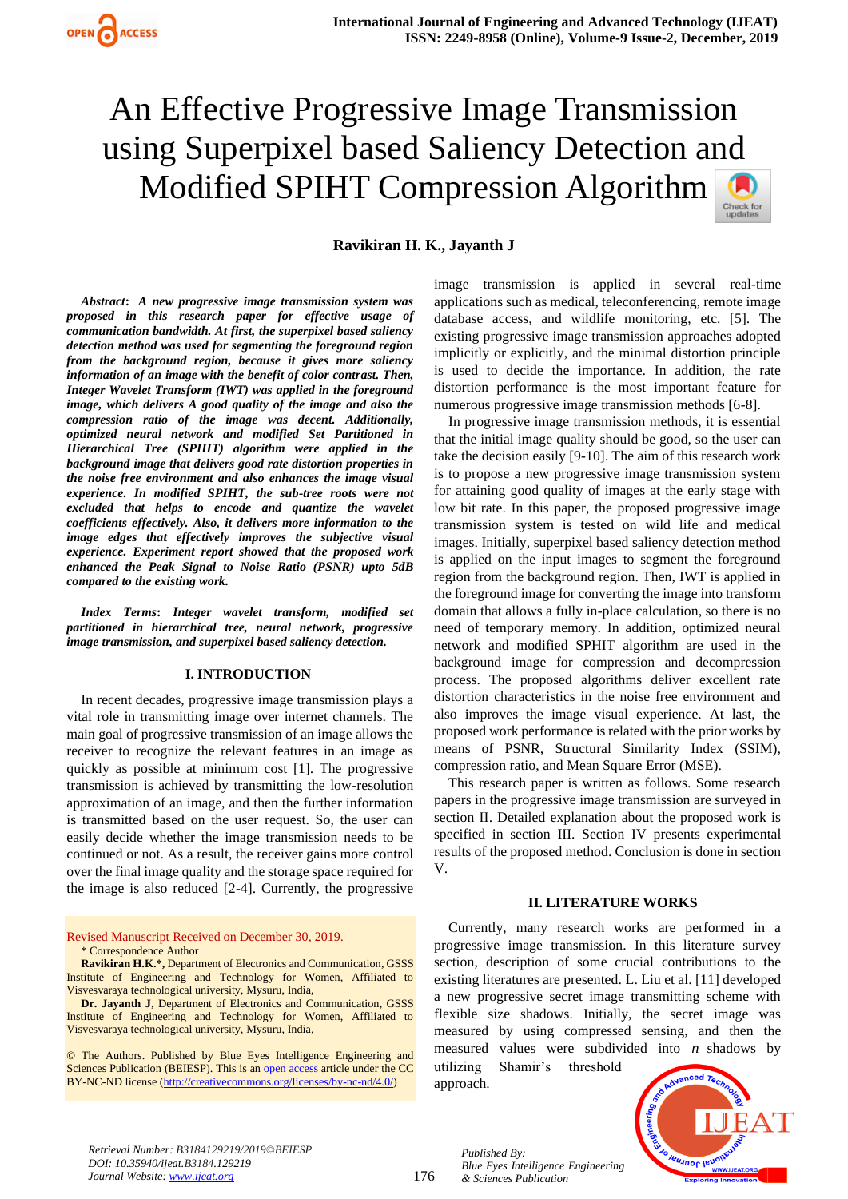# An Effective Progressive Image Transmission using Superpixel based Saliency Detection and Modified SPIHT Compression Algorithm

**Ravikiran H. K., Jayanth J**

***Abstract*: *A new progressive image transmission system was proposed in this research paper for effective usage of communication bandwidth. At first, the superpixel based saliency detection method was used for segmenting the foreground region from the background region, because it gives more saliency information of an image with the benefit of color contrast. Then, Integer Wavelet Transform (IWT) was applied in the foreground image, which delivers A good quality of the image and also the compression ratio of the image was decent. Additionally, optimized neural network and modified Set Partitioned in Hierarchical Tree (SPIHT) algorithm were applied in the background image that delivers good rate distortion properties in the noise free environment and also enhances the image visual experience. In modified SPIHT, the sub-tree roots were not excluded that helps to encode and quantize the wavelet coefficients effectively. Also, it delivers more information to the image edges that effectively improves the subjective visual experience. Experiment report showed that the proposed work enhanced the Peak Signal to Noise Ratio (PSNR) upto 5dB compared to the existing work.***

***Index Terms*: *Integer wavelet transform, modified set partitioned in hierarchical tree, neural network, progressive image transmission, and superpixel based saliency detection.***

## I. INTRODUCTION

In recent decades, progressive image transmission plays a vital role in transmitting image over internet channels. The main goal of progressive transmission of an image allows the receiver to recognize the relevant features in an image as quickly as possible at minimum cost [1]. The progressive transmission is achieved by transmitting the low-resolution approximation of an image, and then the further information is transmitted based on the user request. So, the user can easily decide whether the image transmission needs to be continued or not. As a result, the receiver gains more control over the final image quality and the storage space required for the image is also reduced [2-4]. Currently, the progressive image transmission is applied in several real-time applications such as medical, teleconferencing, remote image database access, and wildlife monitoring, etc. [5]. The existing progressive image transmission approaches adopted implicitly or explicitly, and the minimal distortion principle is used to decide the importance. In addition, the rate distortion performance is the most important feature for numerous progressive image transmission methods [6-8].

In progressive image transmission methods, it is essential that the initial image quality should be good, so the user can take the decision easily [9-10]. The aim of this research work is to propose a new progressive image transmission system for attaining good quality of images at the early stage with low bit rate. In this paper, the proposed progressive image transmission system is tested on wild life and medical images. Initially, superpixel based saliency detection method is applied on the input images to segment the foreground region from the background region. Then, IWT is applied in the foreground image for converting the image into transform domain that allows a fully in-place calculation, so there is no need of temporary memory. In addition, optimized neural network and modified SPHIT algorithm are used in the background image for compression and decompression process. The proposed algorithms deliver excellent rate distortion characteristics in the noise free environment and also improves the image visual experience. At last, the proposed work performance is related with the prior works by means of PSNR, Structural Similarity Index (SSIM), compression ratio, and Mean Square Error (MSE).

This research paper is written as follows. Some research papers in the progressive image transmission are surveyed in section II. Detailed explanation about the proposed work is specified in section III. Section IV presents experimental results of the proposed method. Conclusion is done in section V.

## II. LITERATURE WORKS

Currently, many research works are performed in a progressive image transmission. In this literature survey section, description of some crucial contributions to the existing literatures are presented. L. Liu et al. [11] developed a new progressive secret image transmitting scheme with flexible size shadows. Initially, the secret image was measured by using compressed sensing, and then the measured values were subdivided into *n* shadows by utilizing Shamir's threshold approach.

---

Revised Manuscript Received on December 30, 2019.

\* Correspondence Author

**Ravikiran H.K.\***, Department of Electronics and Communication, GSSS Institute of Engineering and Technology for Women, Affiliated to Visvesvaraya technological university, Mysuru, India,

**Dr. Jayanth J**, Department of Electronics and Communication, GSSS Institute of Engineering and Technology for Women, Affiliated to Visvesvaraya technological university, Mysuru, India,

© The Authors. Published by Blue Eyes Intelligence Engineering and Sciences Publication (BEIESP). This is an open access article under the CC BY-NC-ND license (http://creativecommons.org/licenses/by-nc-nd/4.0/)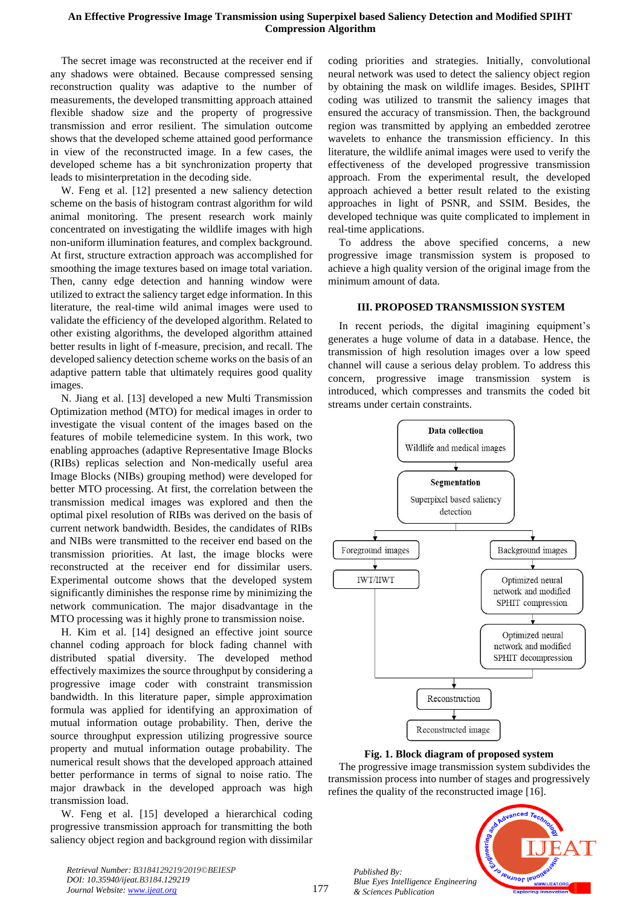The secret image was reconstructed at the receiver end if any shadows were obtained. Because compressed sensing reconstruction quality was adaptive to the number of measurements, the developed transmitting approach attained flexible shadow size and the property of progressive transmission and error resilient. The simulation outcome shows that the developed scheme attained good performance in view of the reconstructed image. In a few cases, the developed scheme has a bit synchronization property that leads to misinterpretation in the decoding side.

W. Feng et al. [12] presented a new saliency detection scheme on the basis of histogram contrast algorithm for wild animal monitoring. The present research work mainly concentrated on investigating the wildlife images with high non-uniform illumination features, and complex background. At first, structure extraction approach was accomplished for smoothing the image textures based on image total variation. Then, canny edge detection and hanning window were utilized to extract the saliency target edge information. In this literature, the real-time wild animal images were used to validate the efficiency of the developed algorithm. Related to other existing algorithms, the developed algorithm attained better results in light of f-measure, precision, and recall. The developed saliency detection scheme works on the basis of an adaptive pattern table that ultimately requires good quality images.

N. Jiang et al. [13] developed a new Multi Transmission Optimization method (MTO) for medical images in order to investigate the visual content of the images based on the features of mobile telemedicine system. In this work, two enabling approaches (adaptive Representative Image Blocks (RIBs) replicas selection and Non-medically useful area Image Blocks (NIBs) grouping method) were developed for better MTO processing. At first, the correlation between the transmission medical images was explored and then the optimal pixel resolution of RIBs was derived on the basis of current network bandwidth. Besides, the candidates of RIBs and NIBs were transmitted to the receiver end based on the transmission priorities. At last, the image blocks were reconstructed at the receiver end for dissimilar users. Experimental outcome shows that the developed system significantly diminishes the response rime by minimizing the network communication. The major disadvantage in the MTO processing was it highly prone to transmission noise.

H. Kim et al. [14] designed an effective joint source channel coding approach for block fading channel with distributed spatial diversity. The developed method effectively maximizes the source throughput by considering a progressive image coder with constraint transmission bandwidth. In this literature paper, simple approximation formula was applied for identifying an approximation of mutual information outage probability. Then, derive the source throughput expression utilizing progressive source property and mutual information outage probability. The numerical result shows that the developed approach attained better performance in terms of signal to noise ratio. The major drawback in the developed approach was high transmission load.

W. Feng et al. [15] developed a hierarchical coding progressive transmission approach for transmitting the both saliency object region and background region with dissimilar coding priorities and strategies. Initially, convolutional neural network was used to detect the saliency object region by obtaining the mask on wildlife images. Besides, SPIHT coding was utilized to transmit the saliency images that ensured the accuracy of transmission. Then, the background region was transmitted by applying an embedded zerotree wavelets to enhance the transmission efficiency. In this literature, the wildlife animal images were used to verify the effectiveness of the developed progressive transmission approach. From the experimental result, the developed approach achieved a better result related to the existing approaches in light of PSNR, and SSIM. Besides, the developed technique was quite complicated to implement in real-time applications.

To address the above specified concerns, a new progressive image transmission system is proposed to achieve a high quality version of the original image from the minimum amount of data.

## III. PROPOSED TRANSMISSION SYSTEM

In recent periods, the digital imagining equipment's generates a huge volume of data in a database. Hence, the transmission of high resolution images over a low speed channel will cause a serious delay problem. To address this concern, progressive image transmission system is introduced, which compresses and transmits the coded bit streams under certain constraints.

**Data collection**
Wildlife and medical images

**Segmentation**
Superpixel based saliency detection

Foreground images → IWT/IIWT

Background images → Optimized neural network and modified SPHIT compression → Optimized neural network and modified SPHIT decompression

Reconstruction → Reconstructed image

**Fig. 1. Block diagram of proposed system**

The progressive image transmission system subdivides the transmission process into number of stages and progressively refines the quality of the reconstructed image [16].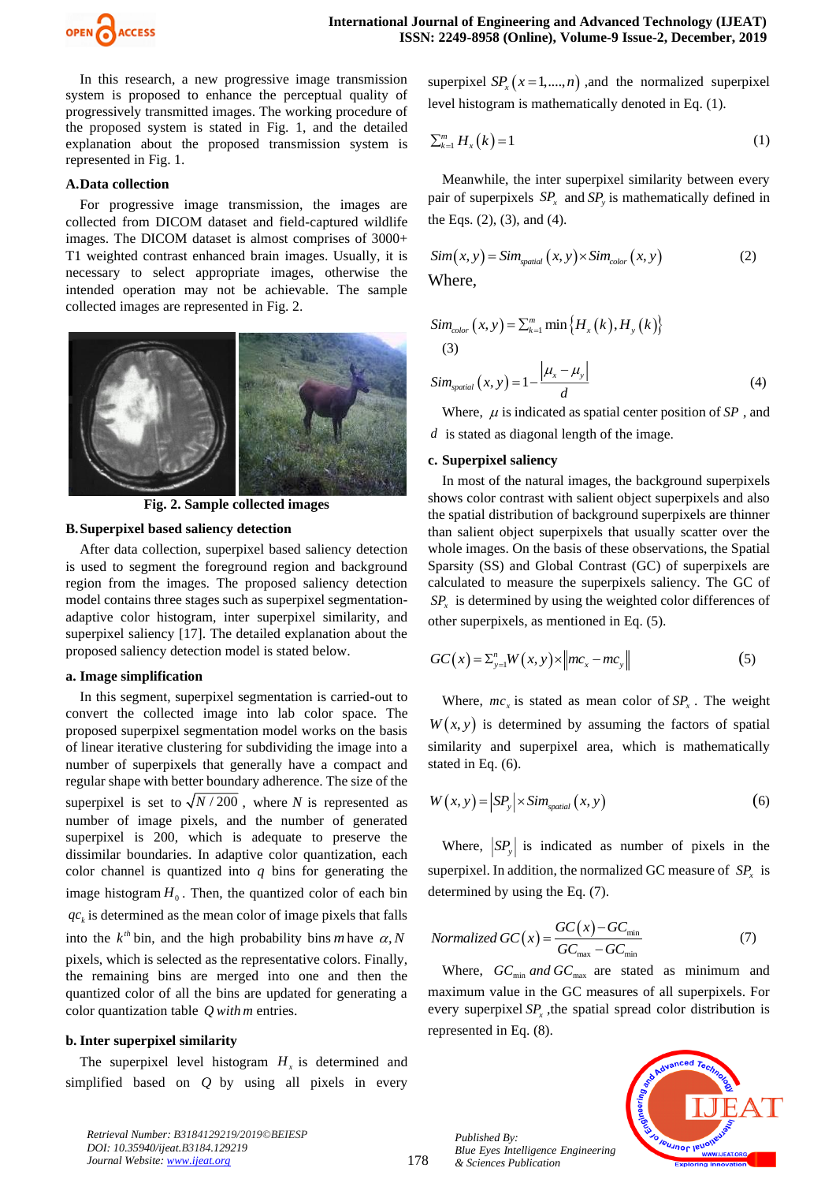In this research, a new progressive image transmission system is proposed to enhance the perceptual quality of progressively transmitted images. The working procedure of the proposed system is stated in Fig. 1, and the detailed explanation about the proposed transmission system is represented in Fig. 1.

### A. Data collection

For progressive image transmission, the images are collected from DICOM dataset and field-captured wildlife images. The DICOM dataset is almost comprises of 3000+ T1 weighted contrast enhanced brain images. Usually, it is necessary to select appropriate images, otherwise the intended operation may not be achievable. The sample collected images are represented in Fig. 2.

**Fig. 2. Sample collected images**

### B. Superpixel based saliency detection

After data collection, superpixel based saliency detection is used to segment the foreground region and background region from the images. The proposed saliency detection model contains three stages such as superpixel segmentation-adaptive color histogram, inter superpixel similarity, and superpixel saliency [17]. The detailed explanation about the proposed saliency detection model is stated below.

#### a. Image simplification

In this segment, superpixel segmentation is carried-out to convert the collected image into lab color space. The proposed superpixel segmentation model works on the basis of linear iterative clustering for subdividing the image into a number of superpixels that generally have a compact and regular shape with better boundary adherence. The size of the superpixel is set to $\sqrt{N/200}$, where $N$ is represented as number of image pixels, and the number of generated superpixel is 200, which is adequate to preserve the dissimilar boundaries. In adaptive color quantization, each color channel is quantized into $q$ bins for generating the image histogram $H_0$. Then, the quantized color of each bin $qc_k$ is determined as the mean color of image pixels that falls into the $k^{th}$ bin, and the high probability bins $m$ have $\alpha, N$ pixels, which is selected as the representative colors. Finally, the remaining bins are merged into one and then the quantized color of all the bins are updated for generating a color quantization table $Q$ *with* $m$ entries.

#### b. Inter superpixel similarity

The superpixel level histogram $H_x$ is determined and simplified based on $Q$ by using all pixels in every superpixel $SP_x(x=1,....,n)$ ,and the normalized superpixel level histogram is mathematically denoted in Eq. (1).

$$\sum_{k=1}^{m} H_x(k) = 1 \tag{1}$$

Meanwhile, the inter superpixel similarity between every pair of superpixels $SP_x$ and $SP_y$ is mathematically defined in the Eqs. (2), (3), and (4).

$$Sim(x,y) = Sim_{spatial}(x,y) \times Sim_{color}(x,y) \tag{2}$$

Where,

$$Sim_{color}(x,y) = \sum_{k=1}^{m} \min\{H_x(k), H_y(k)\} \tag{3}$$

$$Sim_{spatial}(x,y) = 1 - \frac{|\mu_x - \mu_y|}{d} \tag{4}$$

Where, $\mu$ is indicated as spatial center position of $SP$ , and $d$ is stated as diagonal length of the image.

#### c. Superpixel saliency

In most of the natural images, the background superpixels shows color contrast with salient object superpixels and also the spatial distribution of background superpixels are thinner than salient object superpixels that usually scatter over the whole images. On the basis of these observations, the Spatial Sparsity (SS) and Global Contrast (GC) of superpixels are calculated to measure the superpixels saliency. The GC of $SP_x$ is determined by using the weighted color differences of other superpixels, as mentioned in Eq. (5).

$$GC(x) = \Sigma_{y=1}^{n} W(x,y) \times \|mc_x - mc_y\| \tag{5}$$

Where, $mc_x$ is stated as mean color of $SP_x$ . The weight $W(x,y)$ is determined by assuming the factors of spatial similarity and superpixel area, which is mathematically stated in Eq. (6).

$$W(x,y) = |SP_y| \times Sim_{spatial}(x,y) \tag{6}$$

Where, $|SP_y|$ is indicated as number of pixels in the superpixel. In addition, the normalized GC measure of $SP_x$ is determined by using the Eq. (7).

$$Normalized\ GC(x) = \frac{GC(x) - GC_{\min}}{GC_{\max} - GC_{\min}} \tag{7}$$

Where, $GC_{\min}$ *and* $GC_{\max}$ are stated as minimum and maximum value in the GC measures of all superpixels. For every superpixel $SP_x$ ,the spatial spread color distribution is represented in Eq. (8).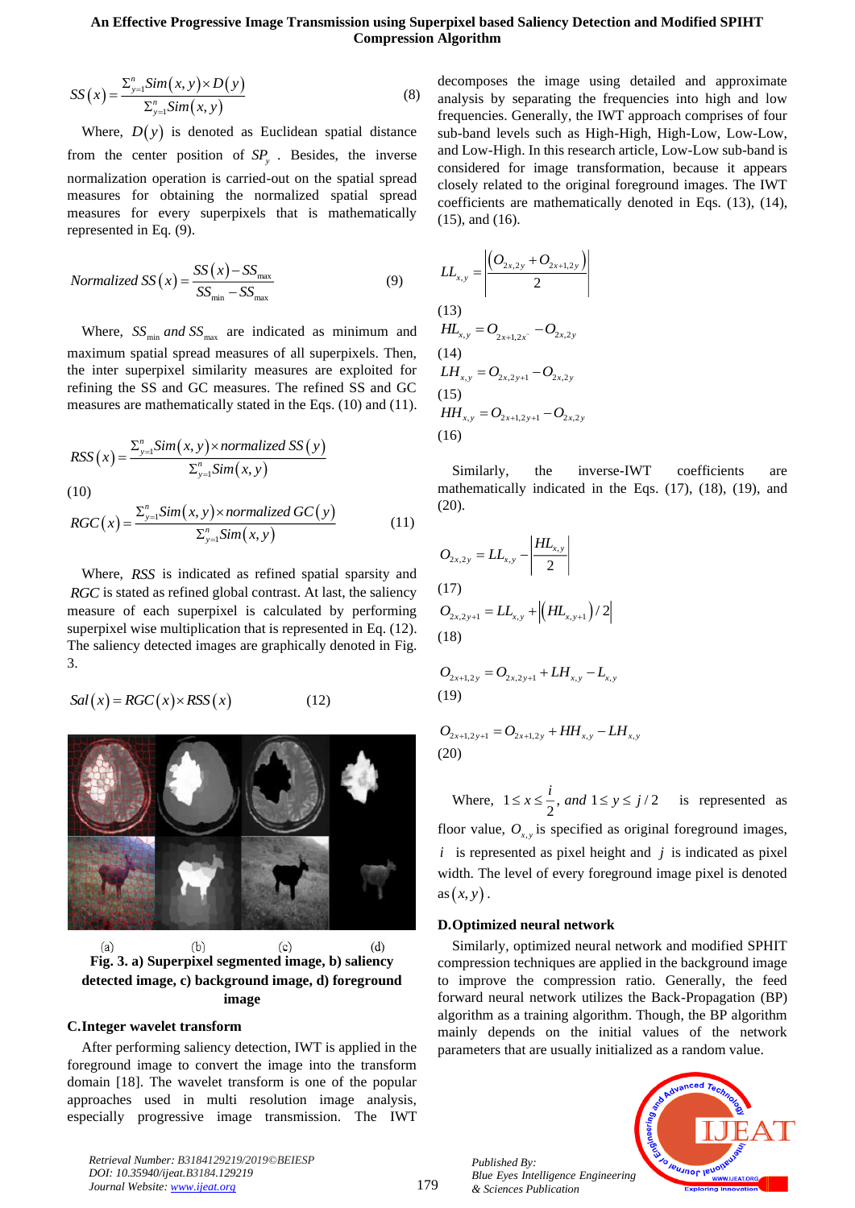$$SS(x) = \frac{\Sigma_{y=1}^{n} Sim(x,y) \times D(y)}{\Sigma_{y=1}^{n} Sim(x,y)} \quad (8)$$

Where, $D(y)$ is denoted as Euclidean spatial distance from the center position of $SP_y$. Besides, the inverse normalization operation is carried-out on the spatial spread measures for obtaining the normalized spatial spread measures for every superpixels that is mathematically represented in Eq. (9).

$$Normalized\ SS(x) = \frac{SS(x) - SS_{max}}{SS_{min} - SS_{max}} \quad (9)$$

Where, $SS_{min}$ *and* $SS_{max}$ are indicated as minimum and maximum spatial spread measures of all superpixels. Then, the inter superpixel similarity measures are exploited for refining the SS and GC measures. The refined SS and GC measures are mathematically stated in the Eqs. (10) and (11).

$$RSS(x) = \frac{\Sigma_{y=1}^{n} Sim(x,y) \times normalized\ SS(y)}{\Sigma_{y=1}^{n} Sim(x,y)} \quad (10)$$

$$RGC(x) = \frac{\Sigma_{y=1}^{n} Sim(x,y) \times normalized\ GC(y)}{\Sigma_{y=1}^{n} Sim(x,y)} \quad (11)$$

Where, $RSS$ is indicated as refined spatial sparsity and $RGC$ is stated as refined global contrast. At last, the saliency measure of each superpixel is calculated by performing superpixel wise multiplication that is represented in Eq. (12). The saliency detected images are graphically denoted in Fig. 3.

$$Sal(x) = RGC(x) \times RSS(x) \quad (12)$$

(a) (b) (c) (d)

**Fig. 3. a) Superpixel segmented image, b) saliency detected image, c) background image, d) foreground image**

## C.Integer wavelet transform

After performing saliency detection, IWT is applied in the foreground image to convert the image into the transform domain [18]. The wavelet transform is one of the popular approaches used in multi resolution image analysis, especially progressive image transmission. The IWT decomposes the image using detailed and approximate analysis by separating the frequencies into high and low frequencies. Generally, the IWT approach comprises of four sub-band levels such as High-High, High-Low, Low-Low, and Low-High. In this research article, Low-Low sub-band is considered for image transformation, because it appears closely related to the original foreground images. The IWT coefficients are mathematically denoted in Eqs. (13), (14), (15), and (16).

$$LL_{x,y} = \left| \frac{(O_{2x,2y} + O_{2x+1,2y})}{2} \right| \quad (13)$$

$$HL_{x,y} = O_{2x+1,2x} - O_{2x,2y} \quad (14)$$

$$LH_{x,y} = O_{2x,2y+1} - O_{2x,2y} \quad (15)$$

$$HH_{x,y} = O_{2x+1,2y+1} - O_{2x,2y} \quad (16)$$

Similarly, the inverse-IWT coefficients are mathematically indicated in the Eqs. (17), (18), (19), and (20).

$$O_{2x,2y} = LL_{x,y} - \left| \frac{HL_{x,y}}{2} \right| \quad (17)$$

$$O_{2x,2y+1} = LL_{x,y} + \left| (HL_{x,y+1})/2 \right| \quad (18)$$

$$O_{2x+1,2y} = O_{2x,2y+1} + LH_{x,y} - L_{x,y} \quad (19)$$

$$O_{2x+1,2y+1} = O_{2x+1,2y} + HH_{x,y} - LH_{x,y} \quad (20)$$

Where, $1 \le x \le \frac{i}{2}$, *and* $1 \le y \le j/2$ is represented as floor value, $O_{x,y}$ is specified as original foreground images, $i$ is represented as pixel height and $j$ is indicated as pixel width. The level of every foreground image pixel is denoted as $(x, y)$.

## D.Optimized neural network

Similarly, optimized neural network and modified SPIHT compression techniques are applied in the background image to improve the compression ratio. Generally, the feed forward neural network utilizes the Back-Propagation (BP) algorithm as a training algorithm. Though, the BP algorithm mainly depends on the initial values of the network parameters that are usually initialized as a random value.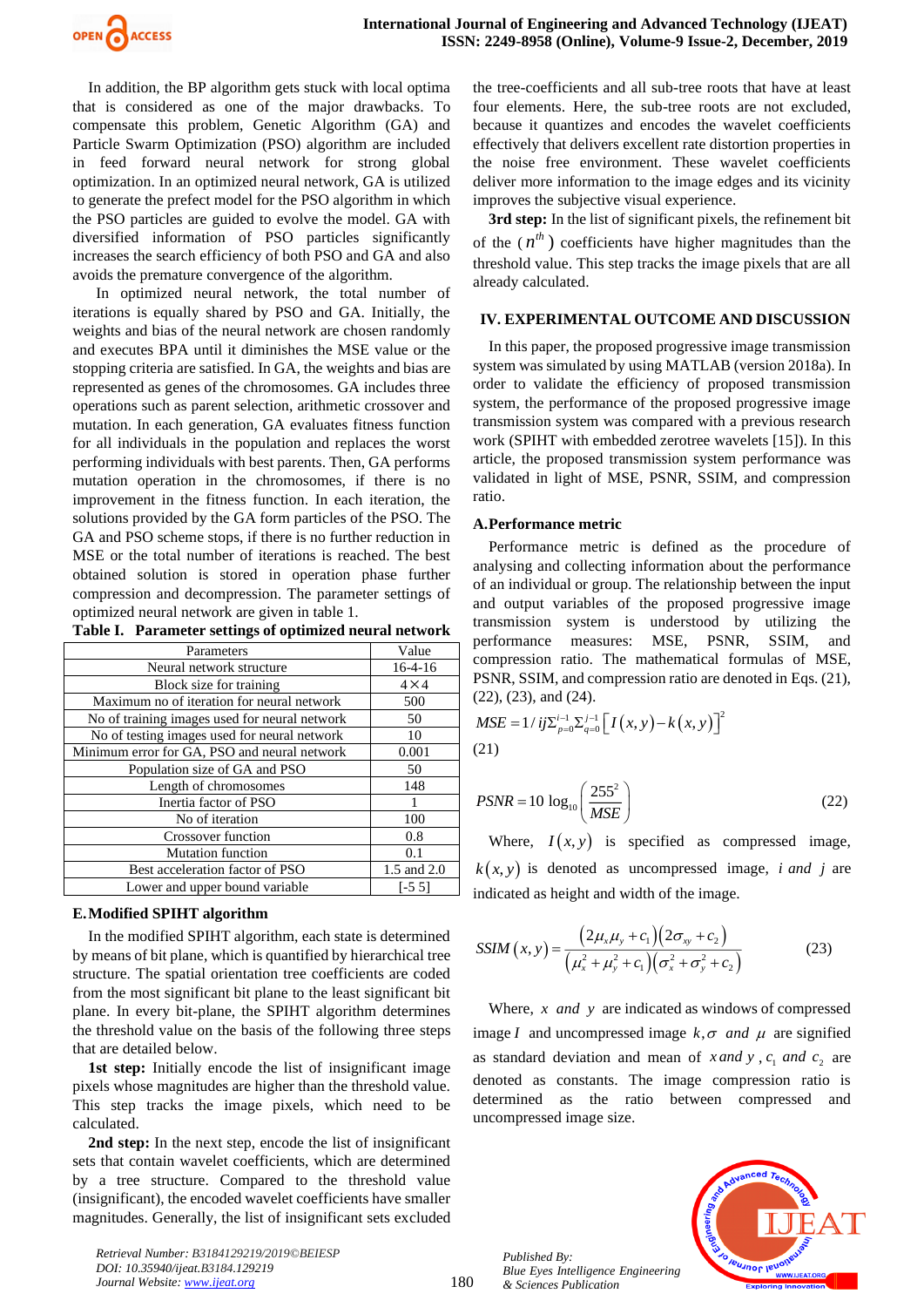In addition, the BP algorithm gets stuck with local optima that is considered as one of the major drawbacks. To compensate this problem, Genetic Algorithm (GA) and Particle Swarm Optimization (PSO) algorithm are included in feed forward neural network for strong global optimization. In an optimized neural network, GA is utilized to generate the prefect model for the PSO algorithm in which the PSO particles are guided to evolve the model. GA with diversified information of PSO particles significantly increases the search efficiency of both PSO and GA and also avoids the premature convergence of the algorithm.

In optimized neural network, the total number of iterations is equally shared by PSO and GA. Initially, the weights and bias of the neural network are chosen randomly and executes BPA until it diminishes the MSE value or the stopping criteria are satisfied. In GA, the weights and bias are represented as genes of the chromosomes. GA includes three operations such as parent selection, arithmetic crossover and mutation. In each generation, GA evaluates fitness function for all individuals in the population and replaces the worst performing individuals with best parents. Then, GA performs mutation operation in the chromosomes, if there is no improvement in the fitness function. In each iteration, the solutions provided by the GA form particles of the PSO. The GA and PSO scheme stops, if there is no further reduction in MSE or the total number of iterations is reached. The best obtained solution is stored in operation phase further compression and decompression. The parameter settings of optimized neural network are given in table 1.

**Table I. Parameter settings of optimized neural network**

| Parameters | Value |
|---|---|
| Neural network structure | 16-4-16 |
| Block size for training | 4×4 |
| Maximum no of iteration for neural network | 500 |
| No of training images used for neural network | 50 |
| No of testing images used for neural network | 10 |
| Minimum error for GA, PSO and neural network | 0.001 |
| Population size of GA and PSO | 50 |
| Length of chromosomes | 148 |
| Inertia factor of PSO | 1 |
| No of iteration | 100 |
| Crossover function | 0.8 |
| Mutation function | 0.1 |
| Best acceleration factor of PSO | 1.5 and 2.0 |
| Lower and upper bound variable | [-5 5] |

### E. Modified SPIHT algorithm

In the modified SPIHT algorithm, each state is determined by means of bit plane, which is quantified by hierarchical tree structure. The spatial orientation tree coefficients are coded from the most significant bit plane to the least significant bit plane. In every bit-plane, the SPIHT algorithm determines the threshold value on the basis of the following three steps that are detailed below.

**1st step:** Initially encode the list of insignificant image pixels whose magnitudes are higher than the threshold value. This step tracks the image pixels, which need to be calculated.

**2nd step:** In the next step, encode the list of insignificant sets that contain wavelet coefficients, which are determined by a tree structure. Compared to the threshold value (insignificant), the encoded wavelet coefficients have smaller magnitudes. Generally, the list of insignificant sets excluded the tree-coefficients and all sub-tree roots that have at least four elements. Here, the sub-tree roots are not excluded, because it quantizes and encodes the wavelet coefficients effectively that delivers excellent rate distortion properties in the noise free environment. These wavelet coefficients deliver more information to the image edges and its vicinity improves the subjective visual experience.

**3rd step:** In the list of significant pixels, the refinement bit of the ($n^{th}$) coefficients have higher magnitudes than the threshold value. This step tracks the image pixels that are all already calculated.

## IV. EXPERIMENTAL OUTCOME AND DISCUSSION

In this paper, the proposed progressive image transmission system was simulated by using MATLAB (version 2018a). In order to validate the efficiency of proposed transmission system, the performance of the proposed progressive image transmission system was compared with a previous research work (SPIHT with embedded zerotree wavelets [15]). In this article, the proposed transmission system performance was validated in light of MSE, PSNR, SSIM, and compression ratio.

### A. Performance metric

Performance metric is defined as the procedure of analysing and collecting information about the performance of an individual or group. The relationship between the input and output variables of the proposed progressive image transmission system is understood by utilizing the performance measures: MSE, PSNR, SSIM, and compression ratio. The mathematical formulas of MSE, PSNR, SSIM, and compression ratio are denoted in Eqs. (21), (22), (23), and (24).

$$MSE = 1/ij \Sigma_{p=0}^{i-1} \Sigma_{q=0}^{j-1} \left[ I(x,y) - k(x,y) \right]^2 \quad (21)$$

$$PSNR = 10 \log_{10} \left( \frac{255^2}{MSE} \right) \quad (22)$$

Where, $I(x,y)$ is specified as compressed image, $k(x,y)$ is denoted as uncompressed image, $i$ and $j$ are indicated as height and width of the image.

$$SSIM(x,y) = \frac{(2\mu_x \mu_y + c_1)(2\sigma_{xy} + c_2)}{(\mu_x^2 + \mu_y^2 + c_1)(\sigma_x^2 + \sigma_y^2 + c_2)} \quad (23)$$

Where, $x$ and $y$ are indicated as windows of compressed image $I$ and uncompressed image $k$, $\sigma$ and $\mu$ are signified as standard deviation and mean of $x$ and $y$, $c_1$ and $c_2$ are denoted as constants. The image compression ratio is determined as the ratio between compressed and uncompressed image size.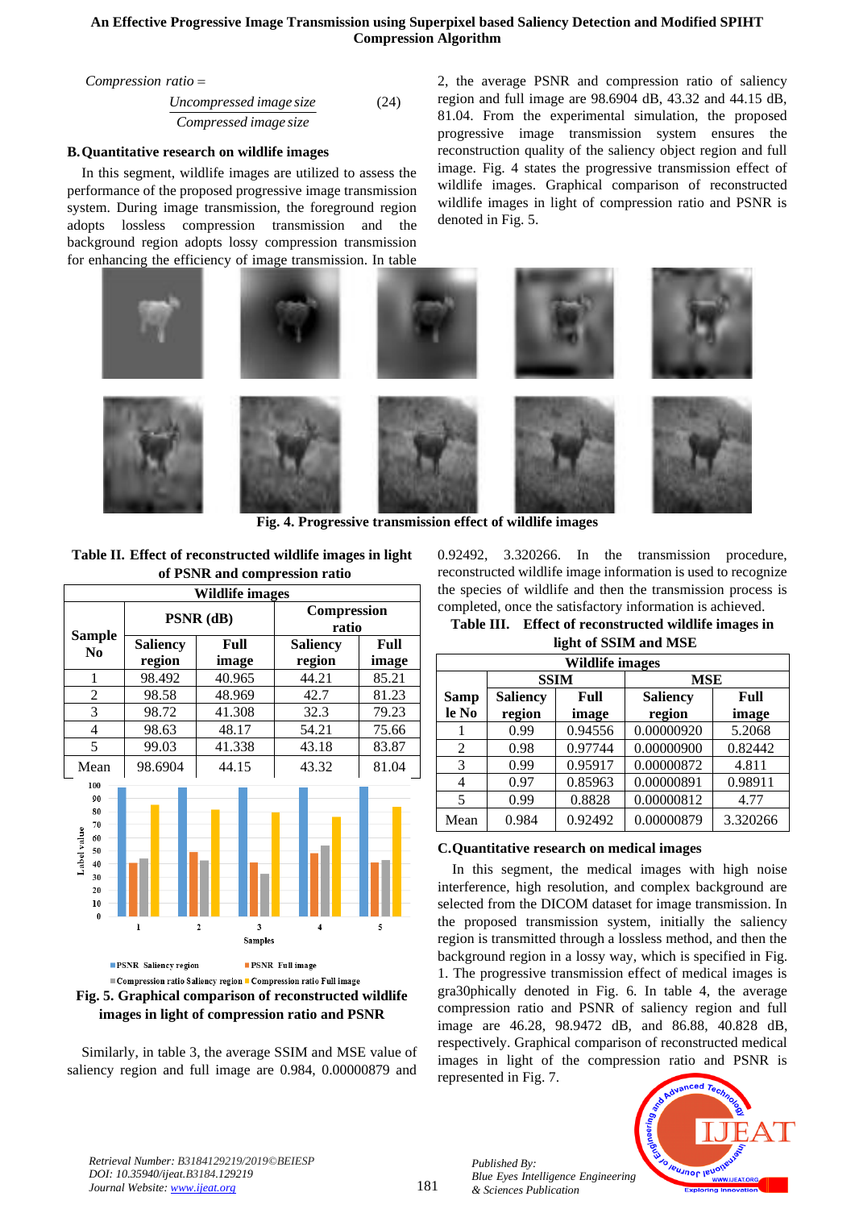$$\text{Compression ratio} = \frac{\text{Uncompressed image size}}{\text{Compressed image size}} \quad (24)$$

### B. Quantitative research on wildlife images

In this segment, wildlife images are utilized to assess the performance of the proposed progressive image transmission system. During image transmission, the foreground region adopts lossless compression transmission and the background region adopts lossy compression transmission for enhancing the efficiency of image transmission. In table 2, the average PSNR and compression ratio of saliency region and full image are 98.6904 dB, 43.32 and 44.15 dB, 81.04. From the experimental simulation, the proposed progressive image transmission system ensures the reconstruction quality of the saliency object region and full image. Fig. 4 states the progressive transmission effect of wildlife images. Graphical comparison of reconstructed wildlife images in light of compression ratio and PSNR is denoted in Fig. 5.

**Fig. 4. Progressive transmission effect of wildlife images**

**Table II. Effect of reconstructed wildlife images in light of PSNR and compression ratio**

| Wildlife images | | | | |
|---|---|---|---|---|
| Sample No | PSNR (dB) | | Compression ratio | |
| | Saliency region | Full image | Saliency region | Full image |
| 1 | 98.492 | 40.965 | 44.21 | 85.21 |
| 2 | 98.58 | 48.969 | 42.7 | 81.23 |
| 3 | 98.72 | 41.308 | 32.3 | 79.23 |
| 4 | 98.63 | 48.17 | 54.21 | 75.66 |
| 5 | 99.03 | 41.338 | 43.18 | 83.87 |
| Mean | 98.6904 | 44.15 | 43.32 | 81.04 |

**Fig. 5. Graphical comparison of reconstructed wildlife images in light of compression ratio and PSNR**

Similarly, in table 3, the average SSIM and MSE value of saliency region and full image are 0.984, 0.00000879 and 0.92492, 3.320266. In the transmission procedure, reconstructed wildlife image information is used to recognize the species of wildlife and then the transmission process is completed, once the satisfactory information is achieved.

**Table III. Effect of reconstructed wildlife images in light of SSIM and MSE**

| Wildlife images | | | | |
|---|---|---|---|---|
| Sample No | SSIM | | MSE | |
| | Saliency region | Full image | Saliency region | Full image |
| 1 | 0.99 | 0.94556 | 0.00000920 | 5.2068 |
| 2 | 0.98 | 0.97744 | 0.00000900 | 0.82442 |
| 3 | 0.99 | 0.95917 | 0.00000872 | 4.811 |
| 4 | 0.97 | 0.85963 | 0.00000891 | 0.98911 |
| 5 | 0.99 | 0.8828 | 0.00000812 | 4.77 |
| Mean | 0.984 | 0.92492 | 0.00000879 | 3.320266 |

### C. Quantitative research on medical images

In this segment, the medical images with high noise interference, high resolution, and complex background are selected from the DICOM dataset for image transmission. In the proposed transmission system, initially the saliency region is transmitted through a lossless method, and then the background region in a lossy way, which is specified in Fig. 1. The progressive transmission effect of medical images is gra30phically denoted in Fig. 6. In table 4, the average compression ratio and PSNR of saliency region and full image are 46.28, 98.9472 dB, and 86.88, 40.828 dB, respectively. Graphical comparison of reconstructed medical images in light of the compression ratio and PSNR is represented in Fig. 7.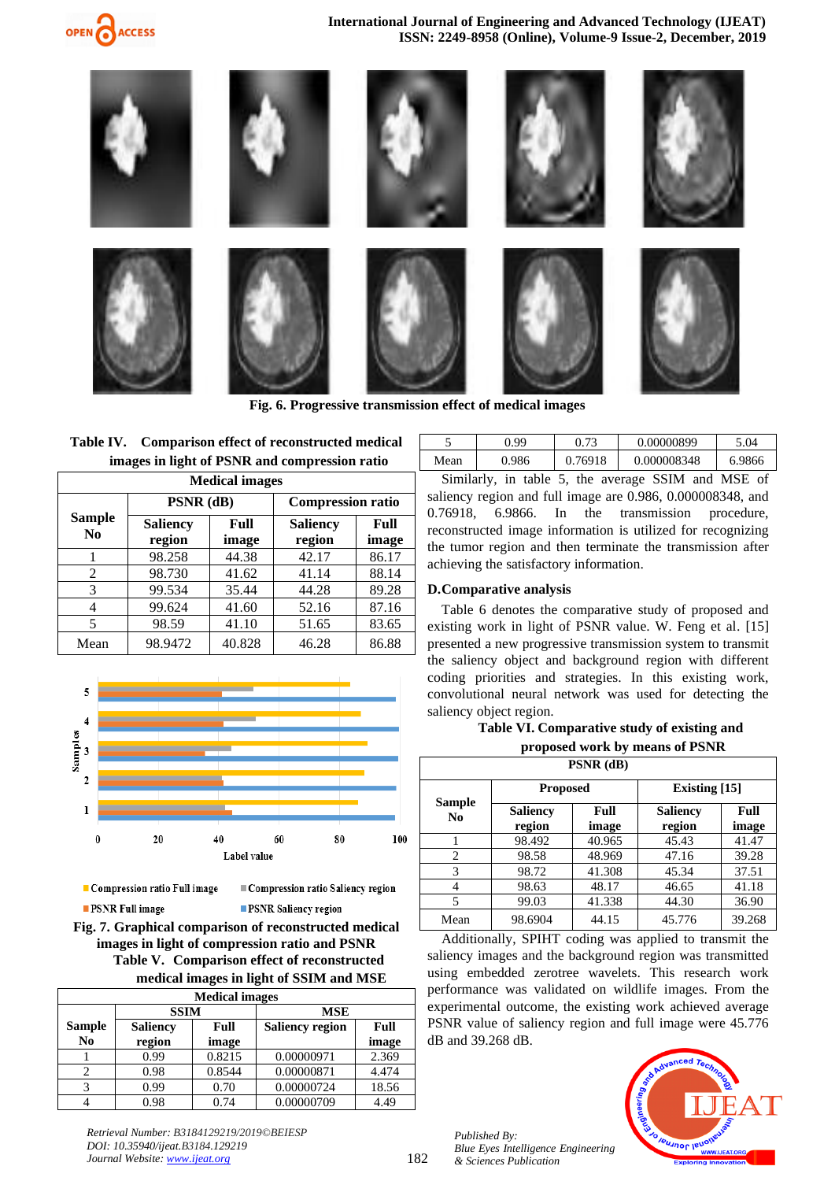Fig. 6. Progressive transmission effect of medical images

Table IV. Comparison effect of reconstructed medical images in light of PSNR and compression ratio

| Medical images | | | | |
|---|---|---|---|---|
| Sample No | PSNR (dB) | | Compression ratio | |
| | Saliency region | Full image | Saliency region | Full image |
| 1 | 98.258 | 44.38 | 42.17 | 86.17 |
| 2 | 98.730 | 41.62 | 41.14 | 88.14 |
| 3 | 99.534 | 35.44 | 44.28 | 89.28 |
| 4 | 99.624 | 41.60 | 52.16 | 87.16 |
| 5 | 98.59 | 41.10 | 51.65 | 83.65 |
| Mean | 98.9472 | 40.828 | 46.28 | 86.88 |

Fig. 7. Graphical comparison of reconstructed medical images in light of compression ratio and PSNR

Table V. Comparison effect of reconstructed medical images in light of SSIM and MSE

| Medical images | | | | |
|---|---|---|---|---|
| Sample No | SSIM | | MSE | |
| | Saliency region | Full image | Saliency region | Full image |
| 1 | 0.99 | 0.8215 | 0.00000971 | 2.369 |
| 2 | 0.98 | 0.8544 | 0.00000871 | 4.474 |
| 3 | 0.99 | 0.70 | 0.00000724 | 18.56 |
| 4 | 0.98 | 0.74 | 0.00000709 | 4.49 |
| 5 | 0.99 | 0.73 | 0.00000899 | 5.04 |
| Mean | 0.986 | 0.76918 | 0.000008348 | 6.9866 |

Similarly, in table 5, the average SSIM and MSE of saliency region and full image are 0.986, 0.000008348, and 0.76918, 6.9866. In the transmission procedure, reconstructed image information is utilized for recognizing the tumor region and then terminate the transmission after achieving the satisfactory information.

### D.Comparative analysis

Table 6 denotes the comparative study of proposed and existing work in light of PSNR value. W. Feng et al. [15] presented a new progressive transmission system to transmit the saliency object and background region with different coding priorities and strategies. In this existing work, convolutional neural network was used for detecting the saliency object region.

Table VI. Comparative study of existing and proposed work by means of PSNR

| PSNR (dB) | | | | |
|---|---|---|---|---|
| Sample No | Proposed | | Existing [15] | |
| | Saliency region | Full image | Saliency region | Full image |
| 1 | 98.492 | 40.965 | 45.43 | 41.47 |
| 2 | 98.58 | 48.969 | 47.16 | 39.28 |
| 3 | 98.72 | 41.308 | 45.34 | 37.51 |
| 4 | 98.63 | 48.17 | 46.65 | 41.18 |
| 5 | 99.03 | 41.338 | 44.30 | 36.90 |
| Mean | 98.6904 | 44.15 | 45.776 | 39.268 |

Additionally, SPIHT coding was applied to transmit the saliency images and the background region was transmitted using embedded zerotree wavelets. This research work performance was validated on wildlife images. From the experimental outcome, the existing work achieved average PSNR value of saliency region and full image were 45.776 dB and 39.268 dB.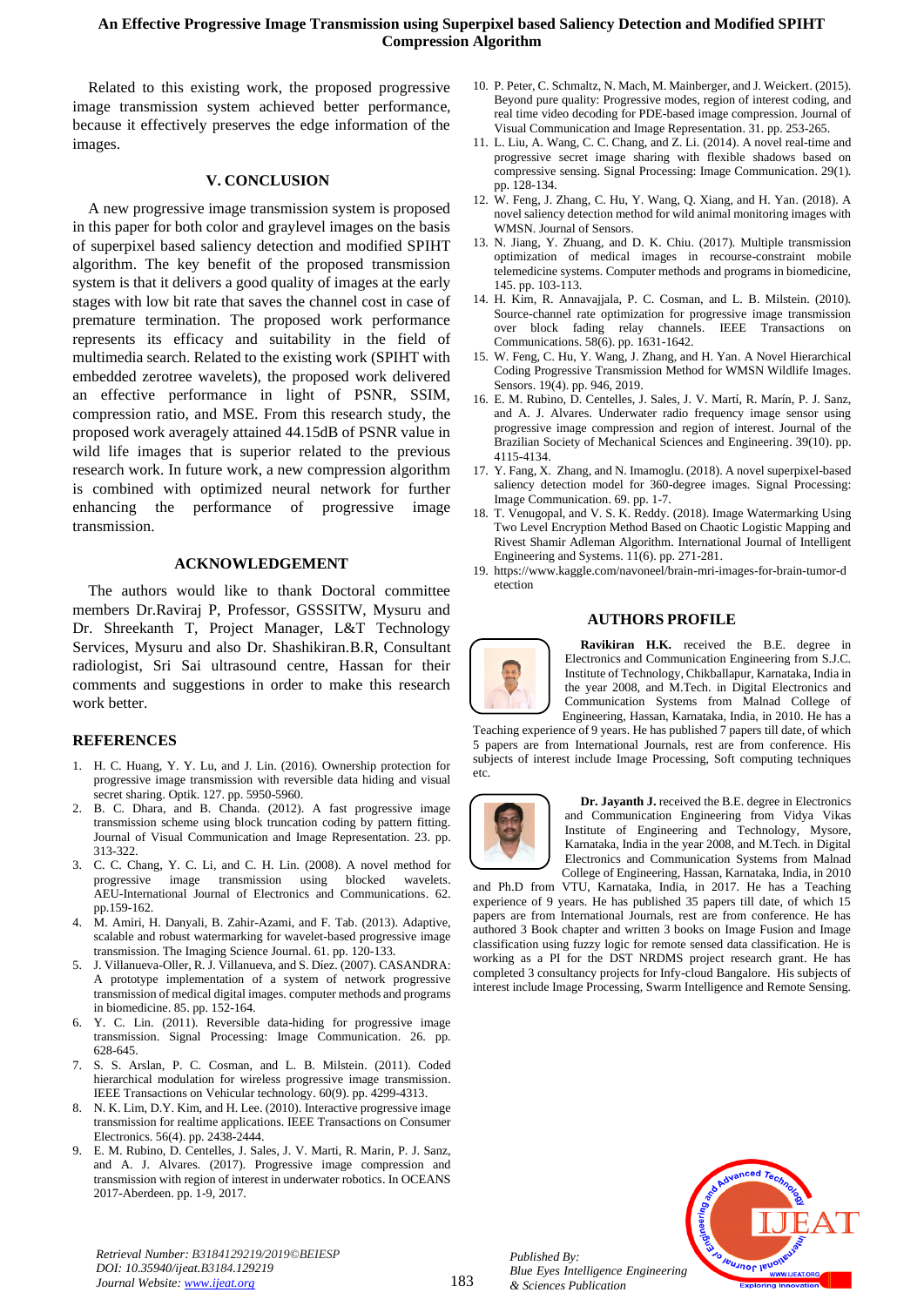Related to this existing work, the proposed progressive image transmission system achieved better performance, because it effectively preserves the edge information of the images.

## V. CONCLUSION

A new progressive image transmission system is proposed in this paper for both color and graylevel images on the basis of superpixel based saliency detection and modified SPIHT algorithm. The key benefit of the proposed transmission system is that it delivers a good quality of images at the early stages with low bit rate that saves the channel cost in case of premature termination. The proposed work performance represents its efficacy and suitability in the field of multimedia search. Related to the existing work (SPIHT with embedded zerotree wavelets), the proposed work delivered an effective performance in light of PSNR, SSIM, compression ratio, and MSE. From this research study, the proposed work averagely attained 44.15dB of PSNR value in wild life images that is superior related to the previous research work. In future work, a new compression algorithm is combined with optimized neural network for further enhancing the performance of progressive image transmission.

## ACKNOWLEDGEMENT

The authors would like to thank Doctoral committee members Dr.Raviraj P, Professor, GSSSITW, Mysuru and Dr. Shreekanth T, Project Manager, L&T Technology Services, Mysuru and also Dr. Shashikiran.B.R, Consultant radiologist, Sri Sai ultrasound centre, Hassan for their comments and suggestions in order to make this research work better.

## REFERENCES

1. H. C. Huang, Y. Y. Lu, and J. Lin. (2016). Ownership protection for progressive image transmission with reversible data hiding and visual secret sharing. Optik. 127. pp. 5950-5960.
2. B. C. Dhara, and B. Chanda. (2012). A fast progressive image transmission scheme using block truncation coding by pattern fitting. Journal of Visual Communication and Image Representation. 23. pp. 313-322.
3. C. C. Chang, Y. C. Li, and C. H. Lin. (2008). A novel method for progressive image transmission using blocked wavelets. AEU-International Journal of Electronics and Communications. 62. pp.159-162.
4. M. Amiri, H. Danyali, B. Zahir-Azami, and F. Tab. (2013). Adaptive, scalable and robust watermarking for wavelet-based progressive image transmission. The Imaging Science Journal. 61. pp. 120-133.
5. J. Villanueva-Oller, R. J. Villanueva, and S. Díez. (2007). CASANDRA: A prototype implementation of a system of network progressive transmission of medical digital images. computer methods and programs in biomedicine. 85. pp. 152-164.
6. Y. C. Lin. (2011). Reversible data-hiding for progressive image transmission. Signal Processing: Image Communication. 26. pp. 628-645.
7. S. S. Arslan, P. C. Cosman, and L. B. Milstein. (2011). Coded hierarchical modulation for wireless progressive image transmission. IEEE Transactions on Vehicular technology. 60(9). pp. 4299-4313.
8. N. K. Lim, D.Y. Kim, and H. Lee. (2010). Interactive progressive image transmission for realtime applications. IEEE Transactions on Consumer Electronics. 56(4). pp. 2438-2444.
9. E. M. Rubino, D. Centelles, J. Sales, J. V. Marti, R. Marin, P. J. Sanz, and A. J. Alvares. (2017). Progressive image compression and transmission with region of interest in underwater robotics. In OCEANS 2017-Aberdeen. pp. 1-9, 2017.
10. P. Peter, C. Schmaltz, N. Mach, M. Mainberger, and J. Weickert. (2015). Beyond pure quality: Progressive modes, region of interest coding, and real time video decoding for PDE-based image compression. Journal of Visual Communication and Image Representation. 31. pp. 253-265.
11. L. Liu, A. Wang, C. C. Chang, and Z. Li. (2014). A novel real-time and progressive secret image sharing with flexible shadows based on compressive sensing. Signal Processing: Image Communication. 29(1). pp. 128-134.
12. W. Feng, J. Zhang, C. Hu, Y. Wang, Q. Xiang, and H. Yan. (2018). A novel saliency detection method for wild animal monitoring images with WMSN. Journal of Sensors.
13. N. Jiang, Y. Zhuang, and D. K. Chiu. (2017). Multiple transmission optimization of medical images in recourse-constraint mobile telemedicine systems. Computer methods and programs in biomedicine, 145. pp. 103-113.
14. H. Kim, R. Annavajjala, P. C. Cosman, and L. B. Milstein. (2010). Source-channel rate optimization for progressive image transmission over block fading relay channels. IEEE Transactions on Communications. 58(6). pp. 1631-1642.
15. W. Feng, C. Hu, Y. Wang, J. Zhang, and H. Yan. A Novel Hierarchical Coding Progressive Transmission Method for WMSN Wildlife Images. Sensors. 19(4). pp. 946, 2019.
16. E. M. Rubino, D. Centelles, J. Sales, J. V. Martí, R. Marín, P. J. Sanz, and A. J. Alvares. Underwater radio frequency image sensor using progressive image compression and region of interest. Journal of the Brazilian Society of Mechanical Sciences and Engineering. 39(10). pp. 4115-4134.
17. Y. Fang, X. Zhang, and N. Imamoglu. (2018). A novel superpixel-based saliency detection model for 360-degree images. Signal Processing: Image Communication. 69. pp. 1-7.
18. T. Venugopal, and V. S. K. Reddy. (2018). Image Watermarking Using Two Level Encryption Method Based on Chaotic Logistic Mapping and Rivest Shamir Adleman Algorithm. International Journal of Intelligent Engineering and Systems. 11(6). pp. 271-281.
19. https://www.kaggle.com/navoneel/brain-mri-images-for-brain-tumor-detection

## AUTHORS PROFILE

**Ravikiran H.K.** received the B.E. degree in Electronics and Communication Engineering from S.J.C. Institute of Technology, Chikballapur, Karnataka, India in the year 2008, and M.Tech. in Digital Electronics and Communication Systems from Malnad College of Engineering, Hassan, Karnataka, India, in 2010. He has a Teaching experience of 9 years. He has published 7 papers till date, of which 5 papers are from International Journals, rest are from conference. His subjects of interest include Image Processing, Soft computing techniques etc.

**Dr. Jayanth J.** received the B.E. degree in Electronics and Communication Engineering from Vidya Vikas Institute of Engineering and Technology, Mysore, Karnataka, India in the year 2008, and M.Tech. in Digital Electronics and Communication Systems from Malnad College of Engineering, Hassan, Karnataka, India, in 2010 and Ph.D from VTU, Karnataka, India, in 2017. He has a Teaching experience of 9 years. He has published 35 papers till date, of which 15 papers are from International Journals, rest are from conference. He has authored 3 Book chapter and written 3 books on Image Fusion and Image classification using fuzzy logic for remote sensed data classification. He is working as a PI for the DST NRDMS project research grant. He has completed 3 consultancy projects for Infy-cloud Bangalore. His subjects of interest include Image Processing, Swarm Intelligence and Remote Sensing.